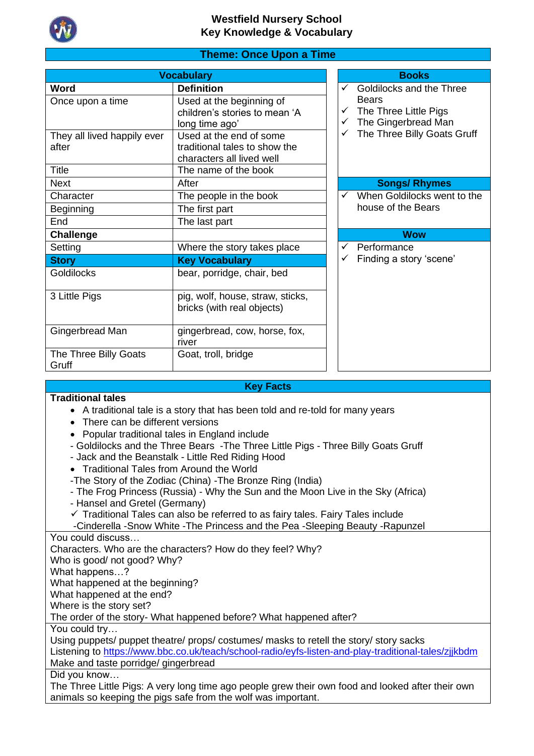# Westfield Nursery School
## Key Knowledge & Vocabulary

### Theme: Once Upon a Time

| Vocabulary | |
|---|---|
| **Word** | **Definition** |
| Once upon a time | Used at the beginning of children's stories to mean 'A long time ago' |
| They all lived happily ever after | Used at the end of some traditional tales to show the characters all lived well |
| Title | The name of the book |
| Next | After |
| Character | The people in the book |
| Beginning | The first part |
| End | The last part |
| **Challenge** | |
| Setting | Where the story takes place |
| **Story** | **Key Vocabulary** |
| Goldilocks | bear, porridge, chair, bed |
| 3 Little Pigs | pig, wolf, house, straw, sticks, bricks (with real objects) |
| Gingerbread Man | gingerbread, cow, horse, fox, river |
| The Three Billy Goats Gruff | Goat, troll, bridge |

**Books**

- ✓ Goldilocks and the Three Bears
- ✓ The Three Little Pigs
- ✓ The Gingerbread Man
- ✓ The Three Billy Goats Gruff

**Songs/ Rhymes**

- ✓ When Goldilocks went to the house of the Bears

**Wow**

- ✓ Performance
- ✓ Finding a story 'scene'

### Key Facts

**Traditional tales**

- A traditional tale is a story that has been told and re-told for many years
- There can be different versions
- Popular traditional tales in England include

- Goldilocks and the Three Bears -The Three Little Pigs - Three Billy Goats Gruff
- Jack and the Beanstalk - Little Red Riding Hood

- Traditional Tales from Around the World

-The Story of the Zodiac (China) -The Bronze Ring (India)
- The Frog Princess (Russia) - Why the Sun and the Moon Live in the Sky (Africa)
- Hansel and Gretel (Germany)

✓ Traditional Tales can also be referred to as fairy tales. Fairy Tales include
-Cinderella -Snow White -The Princess and the Pea -Sleeping Beauty -Rapunzel

You could discuss…
Characters. Who are the characters? How do they feel? Why?
Who is good/ not good? Why?
What happens…?
What happened at the beginning?
What happened at the end?
Where is the story set?
The order of the story- What happened before? What happened after?

You could try…
Using puppets/ puppet theatre/ props/ costumes/ masks to retell the story/ story sacks
Listening to https://www.bbc.co.uk/teach/school-radio/eyfs-listen-and-play-traditional-tales/zjjkbdm
Make and taste porridge/ gingerbread

Did you know…
The Three Little Pigs: A very long time ago people grew their own food and looked after their own animals so keeping the pigs safe from the wolf was important.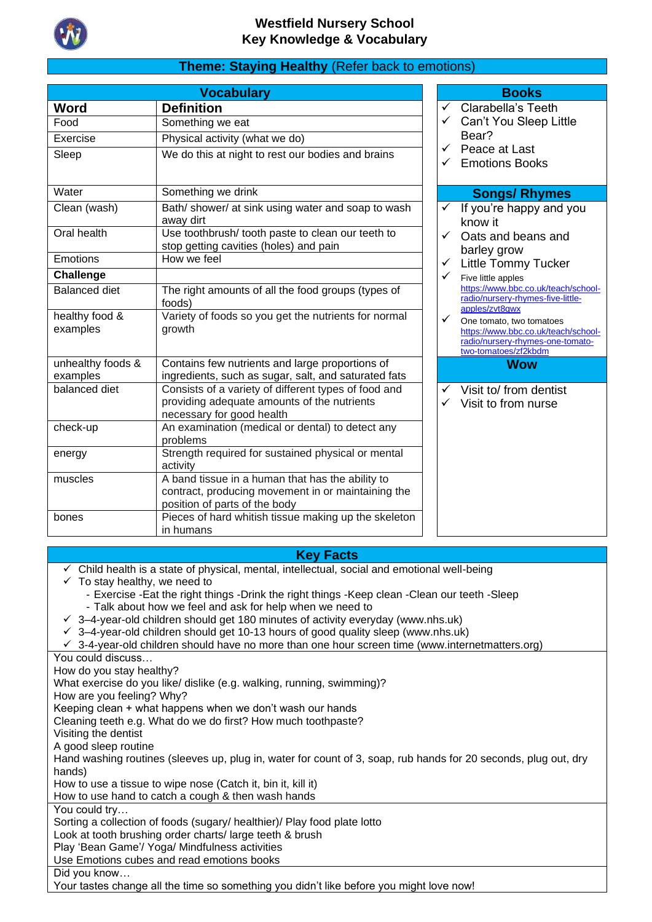# Westfield Nursery School
## Key Knowledge & Vocabulary

### Theme: Staying Healthy (Refer back to emotions)

| Vocabulary | |
|---|---|
| **Word** | **Definition** |
| Food | Something we eat |
| Exercise | Physical activity (what we do) |
| Sleep | We do this at night to rest our bodies and brains |
| Water | Something we drink |
| Clean (wash) | Bath/ shower/ at sink using water and soap to wash away dirt |
| Oral health | Use toothbrush/ tooth paste to clean our teeth to stop getting cavities (holes) and pain |
| Emotions | How we feel |
| **Challenge** | |
| Balanced diet | The right amounts of all the food groups (types of foods) |
| healthy food & examples | Variety of foods so you get the nutrients for normal growth |
| unhealthy foods & examples | Contains few nutrients and large proportions of ingredients, such as sugar, salt, and saturated fats |
| balanced diet | Consists of a variety of different types of food and providing adequate amounts of the nutrients necessary for good health |
| check-up | An examination (medical or dental) to detect any problems |
| energy | Strength required for sustained physical or mental activity |
| muscles | A band tissue in a human that has the ability to contract, producing movement in or maintaining the position of parts of the body |
| bones | Pieces of hard whitish tissue making up the skeleton in humans |

### Books
- ✓ Clarabella's Teeth
- ✓ Can't You Sleep Little Bear?
- ✓ Peace at Last
- ✓ Emotions Books

### Songs/ Rhymes
- ✓ If you're happy and you know it
- ✓ Oats and beans and barley grow
- ✓ Little Tommy Tucker
- ✓ Five little apples https://www.bbc.co.uk/teach/school-radio/nursery-rhymes-five-little-apples/zvt8gwx
- ✓ One tomato, two tomatoes https://www.bbc.co.uk/teach/school-radio/nursery-rhymes-one-tomato-two-tomatoes/zf2kbdm

### Wow
- ✓ Visit to/ from dentist
- ✓ Visit to from nurse

### Key Facts
- ✓ Child health is a state of physical, mental, intellectual, social and emotional well-being
- ✓ To stay healthy, we need to
  - Exercise -Eat the right things -Drink the right things -Keep clean -Clean our teeth -Sleep
  - Talk about how we feel and ask for help when we need to
- ✓ 3–4-year-old children should get 180 minutes of activity everyday (www.nhs.uk)
- ✓ 3–4-year-old children should get 10-13 hours of good quality sleep (www.nhs.uk)
- ✓ 3-4-year-old children should have no more than one hour screen time (www.internetmatters.org)

You could discuss…
How do you stay healthy?
What exercise do you like/ dislike (e.g. walking, running, swimming)?
How are you feeling? Why?
Keeping clean + what happens when we don't wash our hands
Cleaning teeth e.g. What do we do first? How much toothpaste?
Visiting the dentist
A good sleep routine
Hand washing routines (sleeves up, plug in, water for count of 3, soap, rub hands for 20 seconds, plug out, dry hands)
How to use a tissue to wipe nose (Catch it, bin it, kill it)
How to use hand to catch a cough & then wash hands

You could try…
Sorting a collection of foods (sugary/ healthier)/ Play food plate lotto
Look at tooth brushing order charts/ large teeth & brush
Play 'Bean Game'/ Yoga/ Mindfulness activities
Use Emotions cubes and read emotions books

Did you know…
Your tastes change all the time so something you didn't like before you might love now!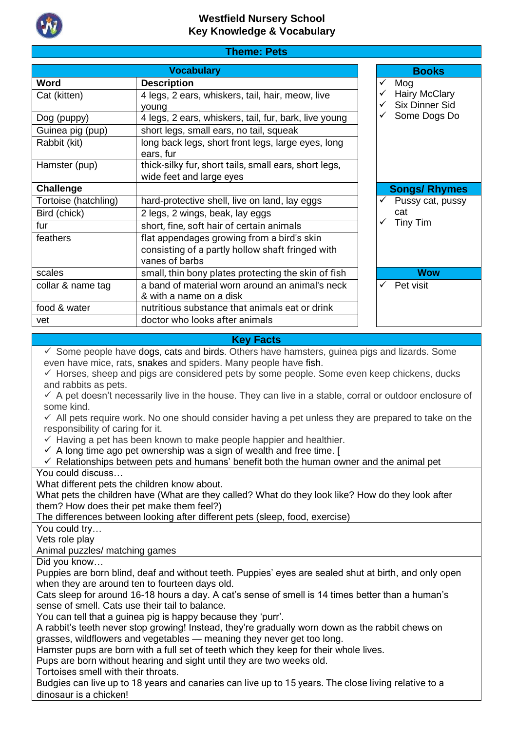# Westfield Nursery School
## Key Knowledge & Vocabulary

### Theme: Pets

| Vocabulary | |
|---|---|
| **Word** | **Description** |
| Cat (kitten) | 4 legs, 2 ears, whiskers, tail, hair, meow, live young |
| Dog (puppy) | 4 legs, 2 ears, whiskers, tail, fur, bark, live young |
| Guinea pig (pup) | short legs, small ears, no tail, squeak |
| Rabbit (kit) | long back legs, short front legs, large eyes, long ears, fur |
| Hamster (pup) | thick-silky fur, short tails, small ears, short legs, wide feet and large eyes |
| **Challenge** | |
| Tortoise (hatchling) | hard-protective shell, live on land, lay eggs |
| Bird (chick) | 2 legs, 2 wings, beak, lay eggs |
| fur | short, fine, soft hair of certain animals |
| feathers | flat appendages growing from a bird's skin consisting of a partly hollow shaft fringed with vanes of barbs |
| scales | small, thin bony plates protecting the skin of fish |
| collar & name tag | a band of material worn around an animal's neck & with a name on a disk |
| food & water | nutritious substance that animals eat or drink |
| vet | doctor who looks after animals |

**Books**

- ✓ Mog
- ✓ Hairy McClary
- ✓ Six Dinner Sid
- ✓ Some Dogs Do

**Songs/ Rhymes**

- ✓ Pussy cat, pussy cat
- ✓ Tiny Tim

**Wow**

- ✓ Pet visit

### Key Facts

- ✓ Some people have dogs, cats and birds. Others have hamsters, guinea pigs and lizards. Some even have mice, rats, snakes and spiders. Many people have fish.
- ✓ Horses, sheep and pigs are considered pets by some people. Some even keep chickens, ducks and rabbits as pets.
- ✓ A pet doesn't necessarily live in the house. They can live in a stable, corral or outdoor enclosure of some kind.
- ✓ All pets require work. No one should consider having a pet unless they are prepared to take on the responsibility of caring for it.
- ✓ Having a pet has been known to make people happier and healthier.
- ✓ A long time ago pet ownership was a sign of wealth and free time. [
- ✓ Relationships between pets and humans' benefit both the human owner and the animal pet

You could discuss…
What different pets the children know about.
What pets the children have (What are they called? What do they look like? How do they look after them? How does their pet make them feel?)
The differences between looking after different pets (sleep, food, exercise)

You could try…
Vets role play
Animal puzzles/ matching games

Did you know…
Puppies are born blind, deaf and without teeth. Puppies' eyes are sealed shut at birth, and only open when they are around ten to fourteen days old.
Cats sleep for around 16-18 hours a day. A cat's sense of smell is 14 times better than a human's sense of smell. Cats use their tail to balance.
You can tell that a guinea pig is happy because they 'purr'.
A rabbit's teeth never stop growing! Instead, they're gradually worn down as the rabbit chews on grasses, wildflowers and vegetables — meaning they never get too long.
Hamster pups are born with a full set of teeth which they keep for their whole lives.
Pups are born without hearing and sight until they are two weeks old.
Tortoises smell with their throats.
Budgies can live up to 18 years and canaries can live up to 15 years. The close living relative to a dinosaur is a chicken!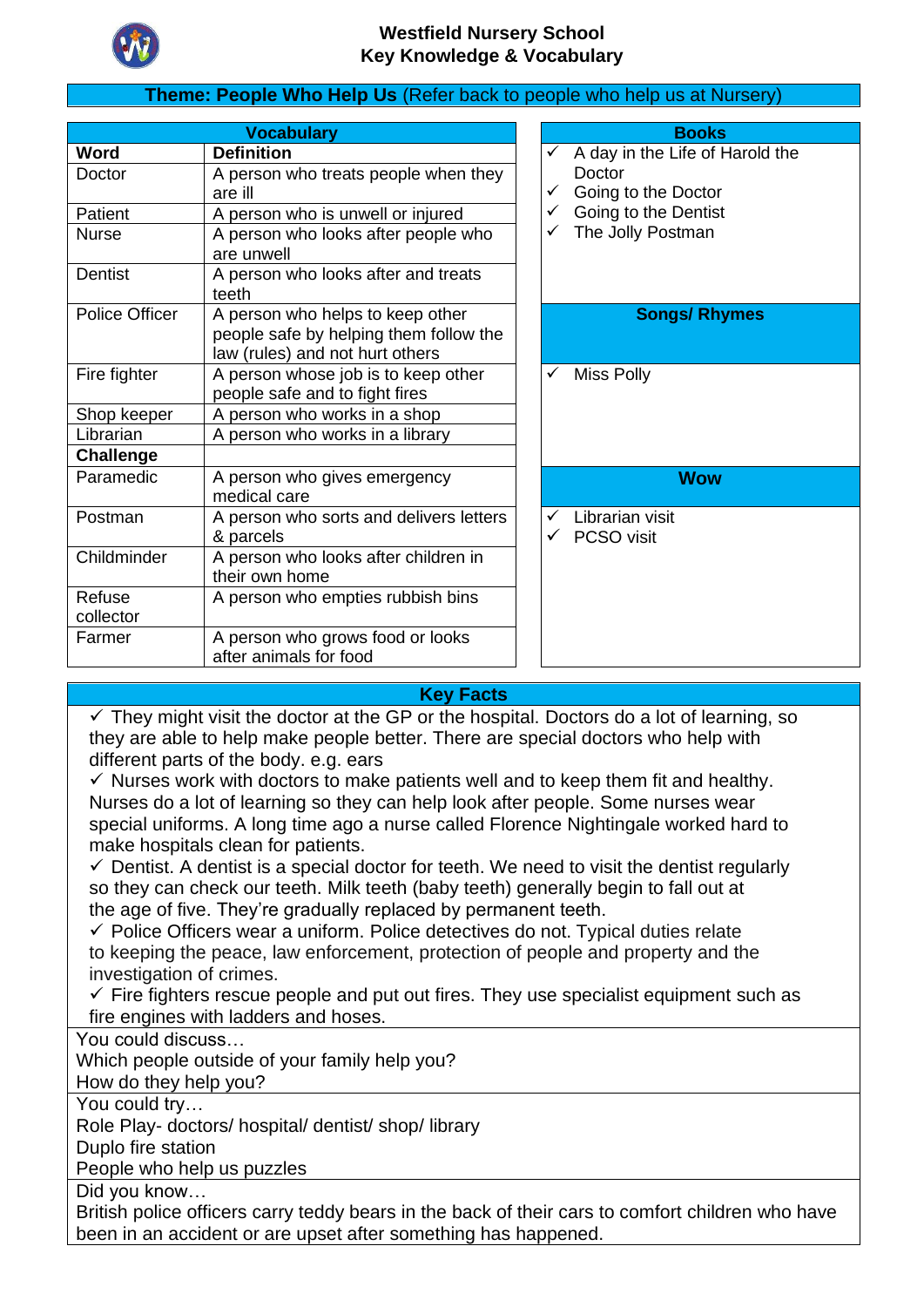# Westfield Nursery School
## Key Knowledge & Vocabulary

**Theme: People Who Help Us** (Refer back to people who help us at Nursery)

### Vocabulary

| Word | Definition |
|---|---|
| Doctor | A person who treats people when they are ill |
| Patient | A person who is unwell or injured |
| Nurse | A person who looks after people who are unwell |
| Dentist | A person who looks after and treats teeth |
| Police Officer | A person who helps to keep other people safe by helping them follow the law (rules) and not hurt others |
| Fire fighter | A person whose job is to keep other people safe and to fight fires |
| Shop keeper | A person who works in a shop |
| Librarian | A person who works in a library |
| **Challenge** | |
| Paramedic | A person who gives emergency medical care |
| Postman | A person who sorts and delivers letters & parcels |
| Childminder | A person who looks after children in their own home |
| Refuse collector | A person who empties rubbish bins |
| Farmer | A person who grows food or looks after animals for food |

### Books

- ✓ A day in the Life of Harold the Doctor
- ✓ Going to the Doctor
- ✓ Going to the Dentist
- ✓ The Jolly Postman

### Songs/ Rhymes

- ✓ Miss Polly

### Wow

- ✓ Librarian visit
- ✓ PCSO visit

### Key Facts

- ✓ They might visit the doctor at the GP or the hospital. Doctors do a lot of learning, so they are able to help make people better. There are special doctors who help with different parts of the body. e.g. ears
- ✓ Nurses work with doctors to make patients well and to keep them fit and healthy. Nurses do a lot of learning so they can help look after people. Some nurses wear special uniforms. A long time ago a nurse called Florence Nightingale worked hard to make hospitals clean for patients.
- ✓ Dentist. A dentist is a special doctor for teeth. We need to visit the dentist regularly so they can check our teeth. Milk teeth (baby teeth) generally begin to fall out at the age of five. They're gradually replaced by permanent teeth.
- ✓ Police Officers wear a uniform. Police detectives do not. Typical duties relate to keeping the peace, law enforcement, protection of people and property and the investigation of crimes.
- ✓ Fire fighters rescue people and put out fires. They use specialist equipment such as fire engines with ladders and hoses.

You could discuss…
Which people outside of your family help you?
How do they help you?

You could try…
Role Play- doctors/ hospital/ dentist/ shop/ library
Duplo fire station
People who help us puzzles

Did you know…
British police officers carry teddy bears in the back of their cars to comfort children who have been in an accident or are upset after something has happened.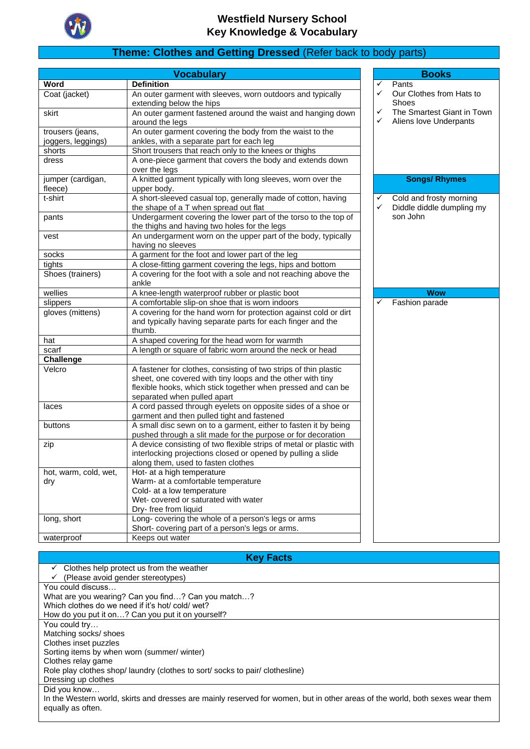# Westfield Nursery School
## Key Knowledge & Vocabulary

## Theme: Clothes and Getting Dressed (Refer back to body parts)

### Vocabulary

| Word | Definition |
|---|---|
| Coat (jacket) | An outer garment with sleeves, worn outdoors and typically extending below the hips |
| skirt | An outer garment fastened around the waist and hanging down around the legs |
| trousers (jeans, joggers, leggings) | An outer garment covering the body from the waist to the ankles, with a separate part for each leg |
| shorts | Short trousers that reach only to the knees or thighs |
| dress | A one-piece garment that covers the body and extends down over the legs |
| jumper (cardigan, fleece) | A knitted garment typically with long sleeves, worn over the upper body. |
| t-shirt | A short-sleeved casual top, generally made of cotton, having the shape of a T when spread out flat |
| pants | Undergarment covering the lower part of the torso to the top of the thighs and having two holes for the legs |
| vest | An undergarment worn on the upper part of the body, typically having no sleeves |
| socks | A garment for the foot and lower part of the leg |
| tights | A close-fitting garment covering the legs, hips and bottom |
| Shoes (trainers) | A covering for the foot with a sole and not reaching above the ankle |
| wellies | A knee-length waterproof rubber or plastic boot |
| slippers | A comfortable slip-on shoe that is worn indoors |
| gloves (mittens) | A covering for the hand worn for protection against cold or dirt and typically having separate parts for each finger and the thumb. |
| hat | A shaped covering for the head worn for warmth |
| scarf | A length or square of fabric worn around the neck or head |
| **Challenge** | |
| Velcro | A fastener for clothes, consisting of two strips of thin plastic sheet, one covered with tiny loops and the other with tiny flexible hooks, which stick together when pressed and can be separated when pulled apart |
| laces | A cord passed through eyelets on opposite sides of a shoe or garment and then pulled tight and fastened |
| buttons | A small disc sewn on to a garment, either to fasten it by being pushed through a slit made for the purpose or for decoration |
| zip | A device consisting of two flexible strips of metal or plastic with interlocking projections closed or opened by pulling a slide along them, used to fasten clothes |
| hot, warm, cold, wet, dry | Hot- at a high temperature<br>Warm- at a comfortable temperature<br>Cold- at a low temperature<br>Wet- covered or saturated with water<br>Dry- free from liquid |
| long, short | Long- covering the whole of a person's legs or arms<br>Short- covering part of a person's legs or arms. |
| waterproof | Keeps out water |

### Books

- ✓ Pants
- ✓ Our Clothes from Hats to Shoes
- ✓ The Smartest Giant in Town
- ✓ Aliens love Underpants

### Songs/ Rhymes

- ✓ Cold and frosty morning
- ✓ Diddle diddle dumpling my son John

### Wow

- ✓ Fashion parade

### Key Facts

- ✓ Clothes help protect us from the weather
- ✓ (Please avoid gender stereotypes)

You could discuss…
What are you wearing? Can you find…? Can you match…?
Which clothes do we need if it's hot/ cold/ wet?
How do you put it on…? Can you put it on yourself?

You could try…
Matching socks/ shoes
Clothes inset puzzles
Sorting items by when worn (summer/ winter)
Clothes relay game
Role play clothes shop/ laundry (clothes to sort/ socks to pair/ clothesline)
Dressing up clothes

Did you know…
In the Western world, skirts and dresses are mainly reserved for women, but in other areas of the world, both sexes wear them equally as often.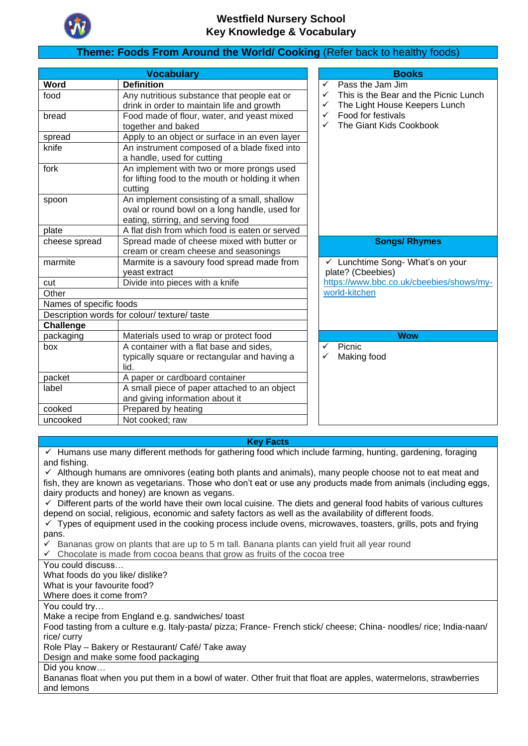# Westfield Nursery School
## Key Knowledge & Vocabulary

## **Theme: Foods From Around the World/ Cooking** (Refer back to healthy foods)

### Vocabulary

| Word | Definition |
|---|---|
| food | Any nutritious substance that people eat or drink in order to maintain life and growth |
| bread | Food made of flour, water, and yeast mixed together and baked |
| spread | Apply to an object or surface in an even layer |
| knife | An instrument composed of a blade fixed into a handle, used for cutting |
| fork | An implement with two or more prongs used for lifting food to the mouth or holding it when cutting |
| spoon | An implement consisting of a small, shallow oval or round bowl on a long handle, used for eating, stirring, and serving food |
| plate | A flat dish from which food is eaten or served |
| cheese spread | Spread made of cheese mixed with butter or cream or cream cheese and seasonings |
| marmite | Marmite is a savoury food spread made from yeast extract |
| cut | Divide into pieces with a knife |
| Other | |
| Names of specific foods | |
| Description words for colour/ texture/ taste | |
| **Challenge** | |
| packaging | Materials used to wrap or protect food |
| box | A container with a flat base and sides, typically square or rectangular and having a lid. |
| packet | A paper or cardboard container |
| label | A small piece of paper attached to an object and giving information about it |
| cooked | Prepared by heating |
| uncooked | Not cooked; raw |

### Books

- ✓ Pass the Jam Jim
- ✓ This is the Bear and the Picnic Lunch
- ✓ The Light House Keepers Lunch
- ✓ Food for festivals
- ✓ The Giant Kids Cookbook

### Songs/ Rhymes

✓ Lunchtime Song- What's on your plate? (Cbeebies)
https://www.bbc.co.uk/cbeebies/shows/my-world-kitchen

### Wow

- ✓ Picnic
- ✓ Making food

### Key Facts

✓ Humans use many different methods for gathering food which include farming, hunting, gardening, foraging and fishing.

✓ Although humans are omnivores (eating both plants and animals), many people choose not to eat meat and fish, they are known as vegetarians. Those who don't eat or use any products made from animals (including eggs, dairy products and honey) are known as vegans.

✓ Different parts of the world have their own local cuisine. The diets and general food habits of various cultures depend on social, religious, economic and safety factors as well as the availability of different foods.

✓ Types of equipment used in the cooking process include ovens, microwaves, toasters, grills, pots and frying pans.

✓ Bananas grow on plants that are up to 5 m tall. Banana plants can yield fruit all year round

✓ Chocolate is made from cocoa beans that grow as fruits of the cocoa tree

You could discuss…
What foods do you like/ dislike?
What is your favourite food?
Where does it come from?

You could try…
Make a recipe from England e.g. sandwiches/ toast
Food tasting from a culture e.g. Italy-pasta/ pizza; France- French stick/ cheese; China- noodles/ rice; India-naan/ rice/ curry
Role Play – Bakery or Restaurant/ Café/ Take away
Design and make some food packaging

Did you know…
Bananas float when you put them in a bowl of water. Other fruit that float are apples, watermelons, strawberries and lemons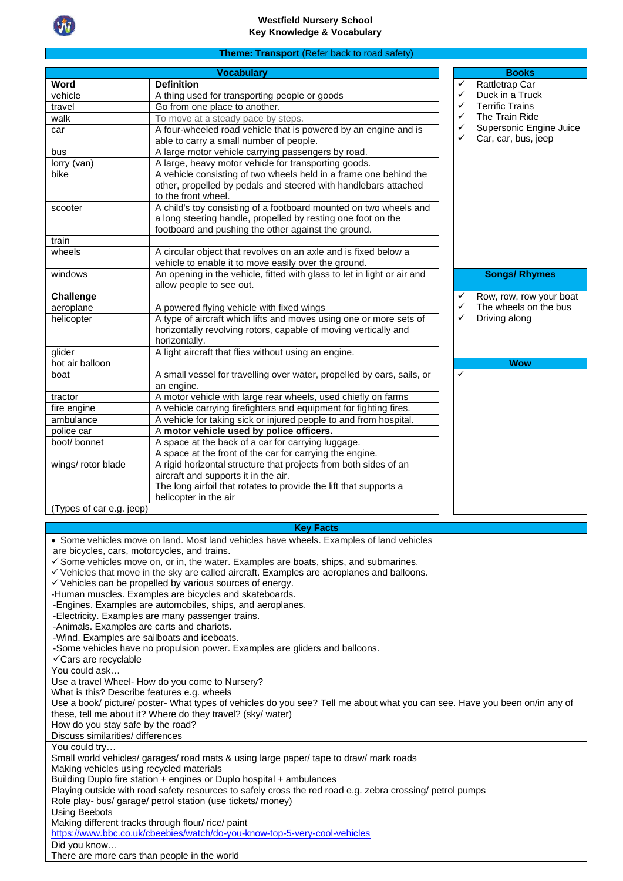# Westfield Nursery School
## Key Knowledge & Vocabulary

**Theme: Transport** (Refer back to road safety)

| Vocabulary | |
|---|---|
| **Word** | **Definition** |
| vehicle | A thing used for transporting people or goods |
| travel | Go from one place to another. |
| walk | To move at a steady pace by steps. |
| car | A four-wheeled road vehicle that is powered by an engine and is able to carry a small number of people. |
| bus | A large motor vehicle carrying passengers by road. |
| lorry (van) | A large, heavy motor vehicle for transporting goods. |
| bike | A vehicle consisting of two wheels held in a frame one behind the other, propelled by pedals and steered with handlebars attached to the front wheel. |
| scooter | A child's toy consisting of a footboard mounted on two wheels and a long steering handle, propelled by resting one foot on the footboard and pushing the other against the ground. |
| train | |
| wheels | A circular object that revolves on an axle and is fixed below a vehicle to enable it to move easily over the ground. |
| windows | An opening in the vehicle, fitted with glass to let in light or air and allow people to see out. |
| **Challenge** | |
| aeroplane | A powered flying vehicle with fixed wings |
| helicopter | A type of aircraft which lifts and moves using one or more sets of horizontally revolving rotors, capable of moving vertically and horizontally. |
| glider | A light aircraft that flies without using an engine. |
| hot air balloon | |
| boat | A small vessel for travelling over water, propelled by oars, sails, or an engine. |
| tractor | A motor vehicle with large rear wheels, used chiefly on farms |
| fire engine | A vehicle carrying firefighters and equipment for fighting fires. |
| ambulance | A vehicle for taking sick or injured people to and from hospital. |
| police car | A **motor vehicle used by police officers.** |
| boot/ bonnet | A space at the back of a car for carrying luggage.<br>A space at the front of the car for carrying the engine. |
| wings/ rotor blade | A rigid horizontal structure that projects from both sides of an aircraft and supports it in the air.<br>The long airfoil that rotates to provide the lift that supports a helicopter in the air |
| (Types of car e.g. jeep) | |

**Books**
- ✓ Rattletrap Car
- ✓ Duck in a Truck
- ✓ Terrific Trains
- ✓ The Train Ride
- ✓ Supersonic Engine Juice
- ✓ Car, car, bus, jeep

**Songs/ Rhymes**
- ✓ Row, row, row your boat
- ✓ The wheels on the bus
- ✓ Driving along

**Wow**
- ✓

**Key Facts**

- Some vehicles move on land. Most land vehicles have wheels. Examples of land vehicles are bicycles, cars, motorcycles, and trains.
- ✓ Some vehicles move on, or in, the water. Examples are boats, ships, and submarines.
- ✓ Vehicles that move in the sky are called aircraft. Examples are aeroplanes and balloons.
- ✓ Vehicles can be propelled by various sources of energy.

-Human muscles. Examples are bicycles and skateboards.
-Engines. Examples are automobiles, ships, and aeroplanes.
-Electricity. Examples are many passenger trains.
-Animals. Examples are carts and chariots.
-Wind. Examples are sailboats and iceboats.
-Some vehicles have no propulsion power. Examples are gliders and balloons.

- ✓ Cars are recyclable

You could ask…
Use a travel Wheel- How do you come to Nursery?
What is this? Describe features e.g. wheels
Use a book/ picture/ poster- What types of vehicles do you see? Tell me about what you can see. Have you been on/in any of these, tell me about it? Where do they travel? (sky/ water)
How do you stay safe by the road?
Discuss similarities/ differences

You could try…
Small world vehicles/ garages/ road mats & using large paper/ tape to draw/ mark roads
Making vehicles using recycled materials
Building Duplo fire station + engines or Duplo hospital + ambulances
Playing outside with road safety resources to safely cross the red road e.g. zebra crossing/ petrol pumps
Role play- bus/ garage/ petrol station (use tickets/ money)
Using Beebots
Making different tracks through flour/ rice/ paint
https://www.bbc.co.uk/cbeebies/watch/do-you-know-top-5-very-cool-vehicles

Did you know…
There are more cars than people in the world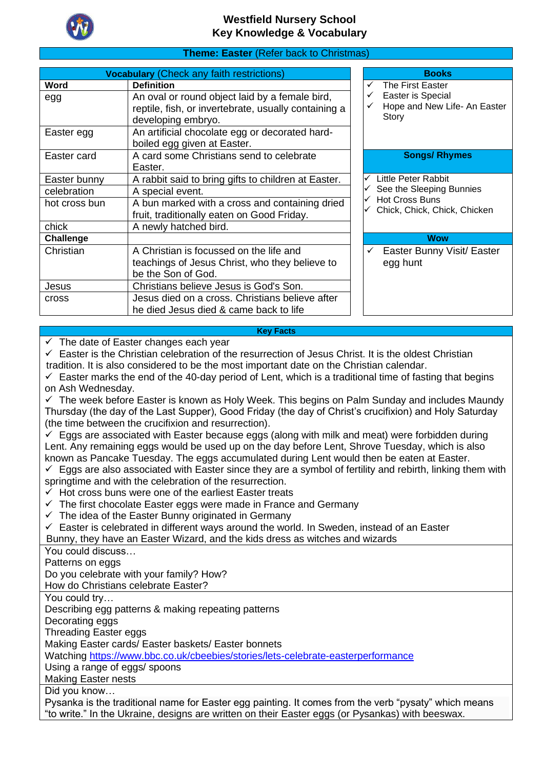# Westfield Nursery School
## Key Knowledge & Vocabulary

**Theme: Easter** (Refer back to Christmas)

**Vocabulary** (Check any faith restrictions)

| Word | Definition |
|---|---|
| egg | An oval or round object laid by a female bird, reptile, fish, or invertebrate, usually containing a developing embryo. |
| Easter egg | An artificial chocolate egg or decorated hard-boiled egg given at Easter. |
| Easter card | A card some Christians send to celebrate Easter. |
| Easter bunny | A rabbit said to bring gifts to children at Easter. |
| celebration | A special event. |
| hot cross bun | A bun marked with a cross and containing dried fruit, traditionally eaten on Good Friday. |
| chick | A newly hatched bird. |
| **Challenge** | |
| Christian | A Christian is focussed on the life and teachings of Jesus Christ, who they believe to be the Son of God. |
| Jesus | Christians believe Jesus is God's Son. |
| cross | Jesus died on a cross. Christians believe after he died Jesus died & came back to life |

**Books**

- ✓ The First Easter
- ✓ Easter is Special
- ✓ Hope and New Life- An Easter Story

**Songs/ Rhymes**

- ✓ Little Peter Rabbit
- ✓ See the Sleeping Bunnies
- ✓ Hot Cross Buns
- ✓ Chick, Chick, Chick, Chicken

**Wow**

- ✓ Easter Bunny Visit/ Easter egg hunt

**Key Facts**

- ✓ The date of Easter changes each year
- ✓ Easter is the Christian celebration of the resurrection of Jesus Christ. It is the oldest Christian tradition. It is also considered to be the most important date on the Christian calendar.
- ✓ Easter marks the end of the 40-day period of Lent, which is a traditional time of fasting that begins on Ash Wednesday.
- ✓ The week before Easter is known as Holy Week. This begins on Palm Sunday and includes Maundy Thursday (the day of the Last Supper), Good Friday (the day of Christ's crucifixion) and Holy Saturday (the time between the crucifixion and resurrection).
- ✓ Eggs are associated with Easter because eggs (along with milk and meat) were forbidden during Lent. Any remaining eggs would be used up on the day before Lent, Shrove Tuesday, which is also known as Pancake Tuesday. The eggs accumulated during Lent would then be eaten at Easter.
- ✓ Eggs are also associated with Easter since they are a symbol of fertility and rebirth, linking them with springtime and with the celebration of the resurrection.
- ✓ Hot cross buns were one of the earliest Easter treats
- ✓ The first chocolate Easter eggs were made in France and Germany
- ✓ The idea of the Easter Bunny originated in Germany
- ✓ Easter is celebrated in different ways around the world. In Sweden, instead of an Easter Bunny, they have an Easter Wizard, and the kids dress as witches and wizards

You could discuss…
Patterns on eggs
Do you celebrate with your family? How?
How do Christians celebrate Easter?

You could try…
Describing egg patterns & making repeating patterns
Decorating eggs
Threading Easter eggs
Making Easter cards/ Easter baskets/ Easter bonnets
Watching https://www.bbc.co.uk/cbeebies/stories/lets-celebrate-easterperformance
Using a range of eggs/ spoons
Making Easter nests

Did you know…
Pysanka is the traditional name for Easter egg painting. It comes from the verb "pysaty" which means "to write." In the Ukraine, designs are written on their Easter eggs (or Pysankas) with beeswax.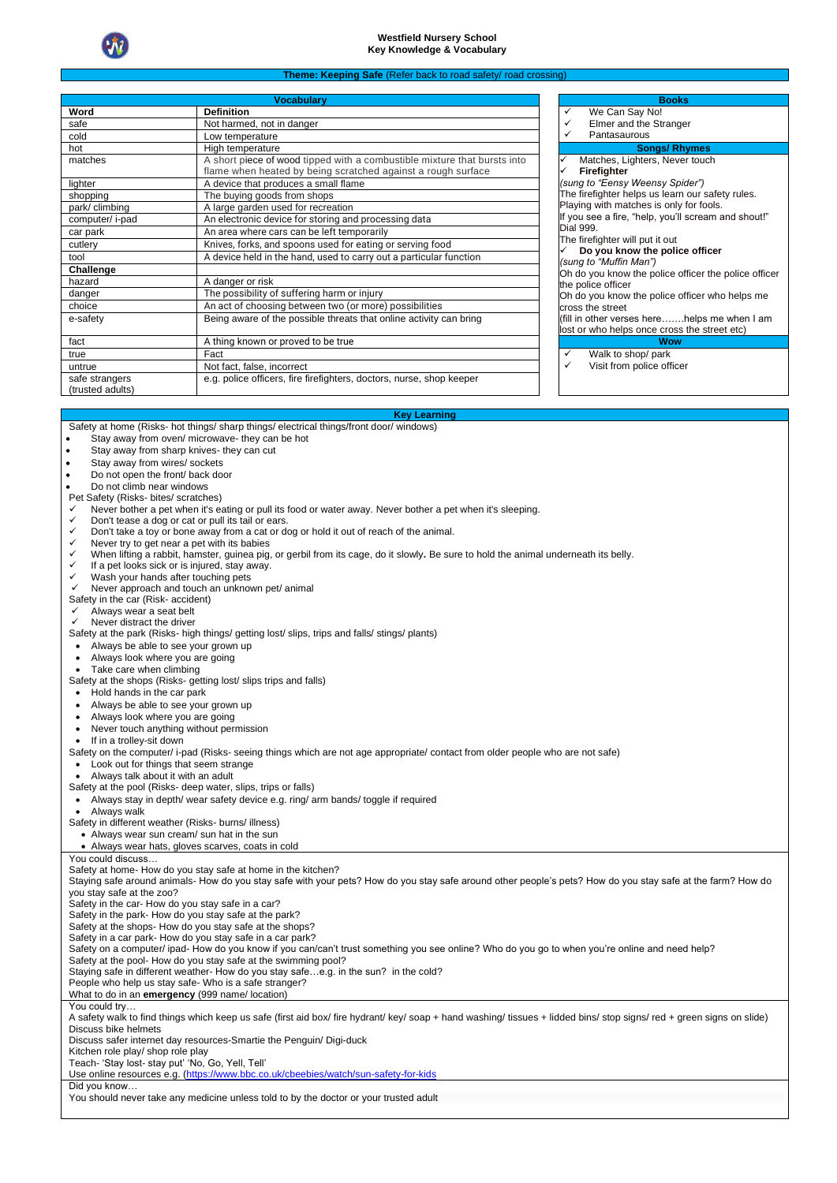# Westfield Nursery School
## Key Knowledge & Vocabulary

**Theme: Keeping Safe** (Refer back to road safety/ road crossing)

| Vocabulary | |
|---|---|
| **Word** | **Definition** |
| safe | Not harmed, not in danger |
| cold | Low temperature |
| hot | High temperature |
| matches | A short piece of wood tipped with a combustible mixture that bursts into flame when heated by being scratched against a rough surface |
| lighter | A device that produces a small flame |
| shopping | The buying goods from shops |
| park/ climbing | A large garden used for recreation |
| computer/ i-pad | An electronic device for storing and processing data |
| car park | An area where cars can be left temporarily |
| cutlery | Knives, forks, and spoons used for eating or serving food |
| tool | A device held in the hand, used to carry out a particular function |
| **Challenge** | |
| hazard | A danger or risk |
| danger | The possibility of suffering harm or injury |
| choice | An act of choosing between two (or more) possibilities |
| e-safety | Being aware of the possible threats that online activity can bring |
| fact | A thing known or proved to be true |
| true | Fact |
| untrue | Not fact, false, incorrect |
| safe strangers (trusted adults) | e.g. police officers, fire firefighters, doctors, nurse, shop keeper |

### Books
- ✓ We Can Say No!
- ✓ Elmer and the Stranger
- ✓ Pantasaurous

### Songs/ Rhymes
- ✓ Matches, Lighters, Never touch
- ✓ **Firefighter**

*(sung to "Eensy Weensy Spider")*
The firefighter helps us learn our safety rules.
Playing with matches is only for fools.
If you see a fire, "help, you'll scream and shout!"
Dial 999.
The firefighter will put it out

- ✓ **Do you know the police officer**

*(sung to "Muffin Man")*
Oh do you know the police officer the police officer the police officer
Oh do you know the police officer who helps me cross the street
(fill in other verses here…….helps me when I am lost or who helps once cross the street etc)

### Wow
- ✓ Walk to shop/ park
- ✓ Visit from police officer

### Key Learning

Safety at home (Risks- hot things/ sharp things/ electrical things/front door/ windows)
- Stay away from oven/ microwave- they can be hot
- Stay away from sharp knives- they can cut
- Stay away from wires/ sockets
- Do not open the front/ back door
- Do not climb near windows

Pet Safety (Risks- bites/ scratches)
- ✓ Never bother a pet when it's eating or pull its food or water away. Never bother a pet when it's sleeping.
- ✓ Don't tease a dog or cat or pull its tail or ears.
- ✓ Don't take a toy or bone away from a cat or dog or hold it out of reach of the animal.
- ✓ Never try to get near a pet with its babies
- ✓ When lifting a rabbit, hamster, guinea pig, or gerbil from its cage, do it slowly**.** Be sure to hold the animal underneath its belly.
- ✓ If a pet looks sick or is injured, stay away.
- ✓ Wash your hands after touching pets
- ✓ Never approach and touch an unknown pet/ animal

Safety in the car (Risk- accident)
- ✓ Always wear a seat belt
- ✓ Never distract the driver

Safety at the park (Risks- high things/ getting lost/ slips, trips and falls/ stings/ plants)
- Always be able to see your grown up
- Always look where you are going
- Take care when climbing

Safety at the shops (Risks- getting lost/ slips trips and falls)
- Hold hands in the car park
- Always be able to see your grown up
- Always look where you are going
- Never touch anything without permission
- If in a trolley-sit down

Safety on the computer/ i-pad (Risks- seeing things which are not age appropriate/ contact from older people who are not safe)
- Look out for things that seem strange
- Always talk about it with an adult

Safety at the pool (Risks- deep water, slips, trips or falls)
- Always stay in depth/ wear safety device e.g. ring/ arm bands/ toggle if required
- Always walk

Safety in different weather (Risks- burns/ illness)
- Always wear sun cream/ sun hat in the sun
- Always wear hats, gloves scarves, coats in cold

You could discuss…
Safety at home- How do you stay safe at home in the kitchen?
Staying safe around animals- How do you stay safe with your pets? How do you stay safe around other people's pets? How do you stay safe at the farm? How do you stay safe at the zoo?
Safety in the car- How do you stay safe in a car?
Safety in the park- How do you stay safe at the park?
Safety at the shops- How do you stay safe at the shops?
Safety in a car park- How do you stay safe in a car park?
Safety on a computer/ ipad- How do you know if you can/can't trust something you see online? Who do you go to when you're online and need help?
Safety at the pool- How do you stay safe at the swimming pool?
Staying safe in different weather- How do you stay safe…e.g. in the sun? in the cold?
People who help us stay safe- Who is a safe stranger?
What to do in an **emergency** (999 name/ location)

You could try…
A safety walk to find things which keep us safe (first aid box/ fire hydrant/ key/ soap + hand washing/ tissues + lidded bins/ stop signs/ red + green signs on slide)
Discuss bike helmets
Discuss safer internet day resources-Smartie the Penguin/ Digi-duck
Kitchen role play/ shop role play
Teach- 'Stay lost- stay put' 'No, Go, Yell, Tell'
Use online resources e.g. (https://www.bbc.co.uk/cbeebies/watch/sun-safety-for-kids

Did you know…
You should never take any medicine unless told to by the doctor or your trusted adult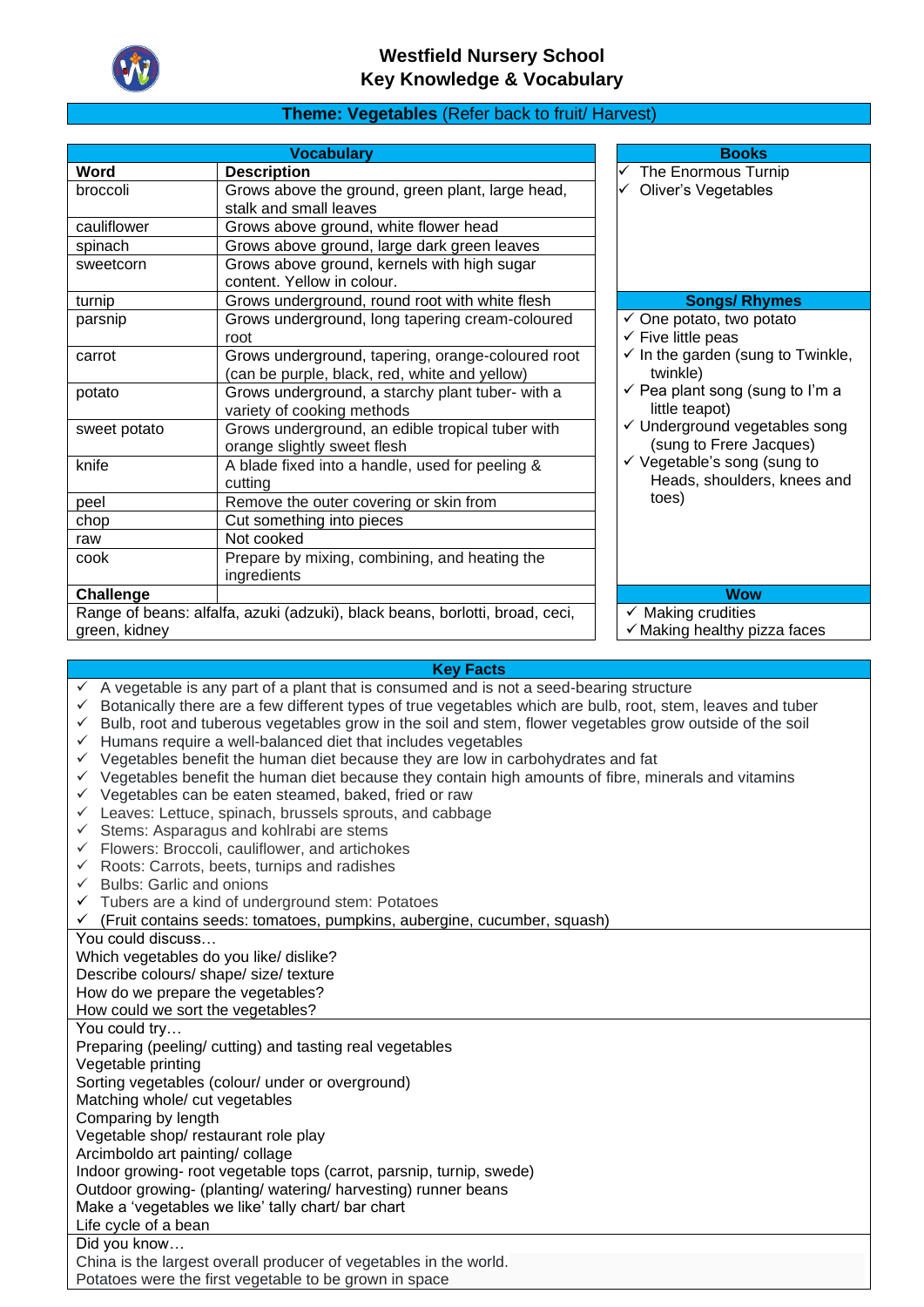# Westfield Nursery School
## Key Knowledge & Vocabulary

**Theme: Vegetables** (Refer back to fruit/ Harvest)

### Vocabulary

| Word | Description |
|---|---|
| broccoli | Grows above the ground, green plant, large head, stalk and small leaves |
| cauliflower | Grows above ground, white flower head |
| spinach | Grows above ground, large dark green leaves |
| sweetcorn | Grows above ground, kernels with high sugar content. Yellow in colour. |
| turnip | Grows underground, round root with white flesh |
| parsnip | Grows underground, long tapering cream-coloured root |
| carrot | Grows underground, tapering, orange-coloured root (can be purple, black, red, white and yellow) |
| potato | Grows underground, a starchy plant tuber- with a variety of cooking methods |
| sweet potato | Grows underground, an edible tropical tuber with orange slightly sweet flesh |
| knife | A blade fixed into a handle, used for peeling & cutting |
| peel | Remove the outer covering or skin from |
| chop | Cut something into pieces |
| raw | Not cooked |
| cook | Prepare by mixing, combining, and heating the ingredients |

**Challenge**

Range of beans: alfalfa, azuki (adzuki), black beans, borlotti, broad, ceci, green, kidney

### Books

- ✓ The Enormous Turnip
- ✓ Oliver's Vegetables

### Songs/ Rhymes

- ✓ One potato, two potato
- ✓ Five little peas
- ✓ In the garden (sung to Twinkle, twinkle)
- ✓ Pea plant song (sung to I'm a little teapot)
- ✓ Underground vegetables song (sung to Frere Jacques)
- ✓ Vegetable's song (sung to Heads, shoulders, knees and toes)

### Wow

- ✓ Making crudities
- ✓ Making healthy pizza faces

### Key Facts

- ✓ A vegetable is any part of a plant that is consumed and is not a seed-bearing structure
- ✓ Botanically there are a few different types of true vegetables which are bulb, root, stem, leaves and tuber
- ✓ Bulb, root and tuberous vegetables grow in the soil and stem, flower vegetables grow outside of the soil
- ✓ Humans require a well-balanced diet that includes vegetables
- ✓ Vegetables benefit the human diet because they are low in carbohydrates and fat
- ✓ Vegetables benefit the human diet because they contain high amounts of fibre, minerals and vitamins
- ✓ Vegetables can be eaten steamed, baked, fried or raw
- ✓ Leaves: Lettuce, spinach, brussels sprouts, and cabbage
- ✓ Stems: Asparagus and kohlrabi are stems
- ✓ Flowers: Broccoli, cauliflower, and artichokes
- ✓ Roots: Carrots, beets, turnips and radishes
- ✓ Bulbs: Garlic and onions
- ✓ Tubers are a kind of underground stem: Potatoes
- ✓ (Fruit contains seeds: tomatoes, pumpkins, aubergine, cucumber, squash)

You could discuss…

Which vegetables do you like/ dislike?
Describe colours/ shape/ size/ texture
How do we prepare the vegetables?
How could we sort the vegetables?

You could try…

Preparing (peeling/ cutting) and tasting real vegetables
Vegetable printing
Sorting vegetables (colour/ under or overground)
Matching whole/ cut vegetables
Comparing by length
Vegetable shop/ restaurant role play
Arcimboldo art painting/ collage
Indoor growing- root vegetable tops (carrot, parsnip, turnip, swede)
Outdoor growing- (planting/ watering/ harvesting) runner beans
Make a 'vegetables we like' tally chart/ bar chart
Life cycle of a bean

Did you know…

China is the largest overall producer of vegetables in the world.
Potatoes were the first vegetable to be grown in space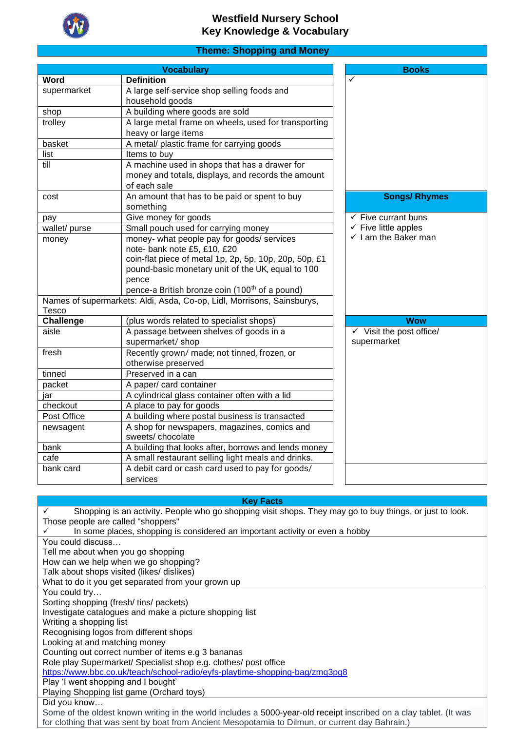# Westfield Nursery School
## Key Knowledge & Vocabulary

### Theme: Shopping and Money

| Word | Definition |
|---|---|
| supermarket | A large self-service shop selling foods and household goods |
| shop | A building where goods are sold |
| trolley | A large metal frame on wheels, used for transporting heavy or large items |
| basket | A metal/ plastic frame for carrying goods |
| list | Items to buy |
| till | A machine used in shops that has a drawer for money and totals, displays, and records the amount of each sale |
| cost | An amount that has to be paid or spent to buy something |
| pay | Give money for goods |
| wallet/ purse | Small pouch used for carrying money |
| money | money- what people pay for goods/ services<br>note- bank note £5, £10, £20<br>coin-flat piece of metal 1p, 2p, 5p, 10p, 20p, 50p, £1<br>pound-basic monetary unit of the UK, equal to 100 pence<br>pence-a British bronze coin (100th of a pound) |
| Names of supermarkets: Aldi, Asda, Co-op, Lidl, Morrisons, Sainsburys, Tesco | |
| **Challenge** | (plus words related to specialist shops) |
| aisle | A passage between shelves of goods in a supermarket/ shop |
| fresh | Recently grown/ made; not tinned, frozen, or otherwise preserved |
| tinned | Preserved in a can |
| packet | A paper/ card container |
| jar | A cylindrical glass container often with a lid |
| checkout | A place to pay for goods |
| Post Office | A building where postal business is transacted |
| newsagent | A shop for newspapers, magazines, comics and sweets/ chocolate |
| bank | A building that looks after, borrows and lends money |
| cafe | A small restaurant selling light meals and drinks. |
| bank card | A debit card or cash card used to pay for goods/ services |

**Books**

- ✓

**Songs/ Rhymes**

- ✓ Five currant buns
- ✓ Five little apples
- ✓ I am the Baker man

**Wow**

- ✓ Visit the post office/ supermarket

**Key Facts**

- ✓ Shopping is an activity. People who go shopping visit shops. They may go to buy things, or just to look. Those people are called "shoppers"
- ✓ In some places, shopping is considered an important activity or even a hobby

You could discuss…
Tell me about when you go shopping
How can we help when we go shopping?
Talk about shops visited (likes/ dislikes)
What to do it you get separated from your grown up

You could try…
Sorting shopping (fresh/ tins/ packets)
Investigate catalogues and make a picture shopping list
Writing a shopping list
Recognising logos from different shops
Looking at and matching money
Counting out correct number of items e.g 3 bananas
Role play Supermarket/ Specialist shop e.g. clothes/ post office
https://www.bbc.co.uk/teach/school-radio/eyfs-playtime-shopping-bag/zmq3pg8
Play 'I went shopping and I bought'
Playing Shopping list game (Orchard toys)

Did you know…
Some of the oldest known writing in the world includes a 5000-year-old receipt inscribed on a clay tablet. (It was for clothing that was sent by boat from Ancient Mesopotamia to Dilmun, or current day Bahrain.)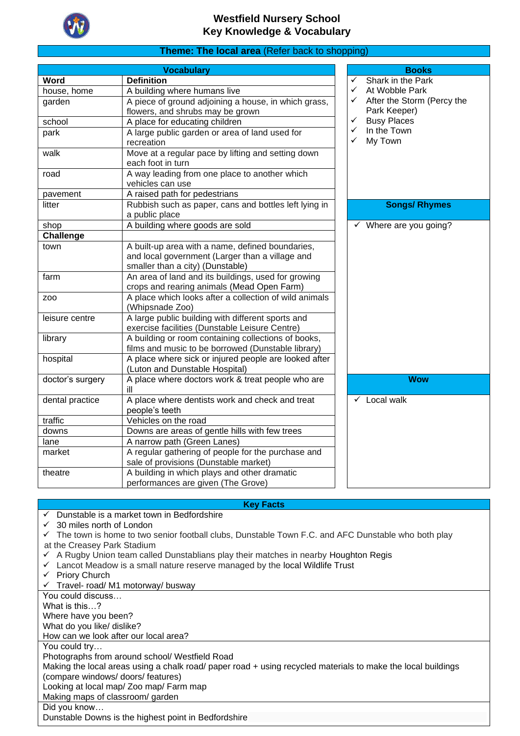# Westfield Nursery School
## Key Knowledge & Vocabulary

**Theme: The local area** (Refer back to shopping)

### Vocabulary

| Word | Definition |
|---|---|
| house, home | A building where humans live |
| garden | A piece of ground adjoining a house, in which grass, flowers, and shrubs may be grown |
| school | A place for educating children |
| park | A large public garden or area of land used for recreation |
| walk | Move at a regular pace by lifting and setting down each foot in turn |
| road | A way leading from one place to another which vehicles can use |
| pavement | A raised path for pedestrians |
| litter | Rubbish such as paper, cans and bottles left lying in a public place |
| shop | A building where goods are sold |
| **Challenge** | |
| town | A built-up area with a name, defined boundaries, and local government (Larger than a village and smaller than a city) (Dunstable) |
| farm | An area of land and its buildings, used for growing crops and rearing animals (Mead Open Farm) |
| zoo | A place which looks after a collection of wild animals (Whipsnade Zoo) |
| leisure centre | A large public building with different sports and exercise facilities (Dunstable Leisure Centre) |
| library | A building or room containing collections of books, films and music to be borrowed (Dunstable library) |
| hospital | A place where sick or injured people are looked after (Luton and Dunstable Hospital) |
| doctor's surgery | A place where doctors work & treat people who are ill |
| dental practice | A place where dentists work and check and treat people's teeth |
| traffic | Vehicles on the road |
| downs | Downs are areas of gentle hills with few trees |
| lane | A narrow path (Green Lanes) |
| market | A regular gathering of people for the purchase and sale of provisions (Dunstable market) |
| theatre | A building in which plays and other dramatic performances are given (The Grove) |

### Books

- ✓ Shark in the Park
- ✓ At Wobble Park
- ✓ After the Storm (Percy the Park Keeper)
- ✓ Busy Places
- ✓ In the Town
- ✓ My Town

### Songs/ Rhymes

- ✓ Where are you going?

### Wow

- ✓ Local walk

### Key Facts

- ✓ Dunstable is a market town in Bedfordshire
- ✓ 30 miles north of London
- ✓ The town is home to two senior football clubs, Dunstable Town F.C. and AFC Dunstable who both play at the Creasey Park Stadium
- ✓ A Rugby Union team called Dunstablians play their matches in nearby Houghton Regis
- ✓ Lancot Meadow is a small nature reserve managed by the local Wildlife Trust
- ✓ Priory Church
- ✓ Travel- road/ M1 motorway/ busway

You could discuss…
What is this…?
Where have you been?
What do you like/ dislike?
How can we look after our local area?

You could try…
Photographs from around school/ Westfield Road
Making the local areas using a chalk road/ paper road + using recycled materials to make the local buildings (compare windows/ doors/ features)
Looking at local map/ Zoo map/ Farm map
Making maps of classroom/ garden

Did you know…
Dunstable Downs is the highest point in Bedfordshire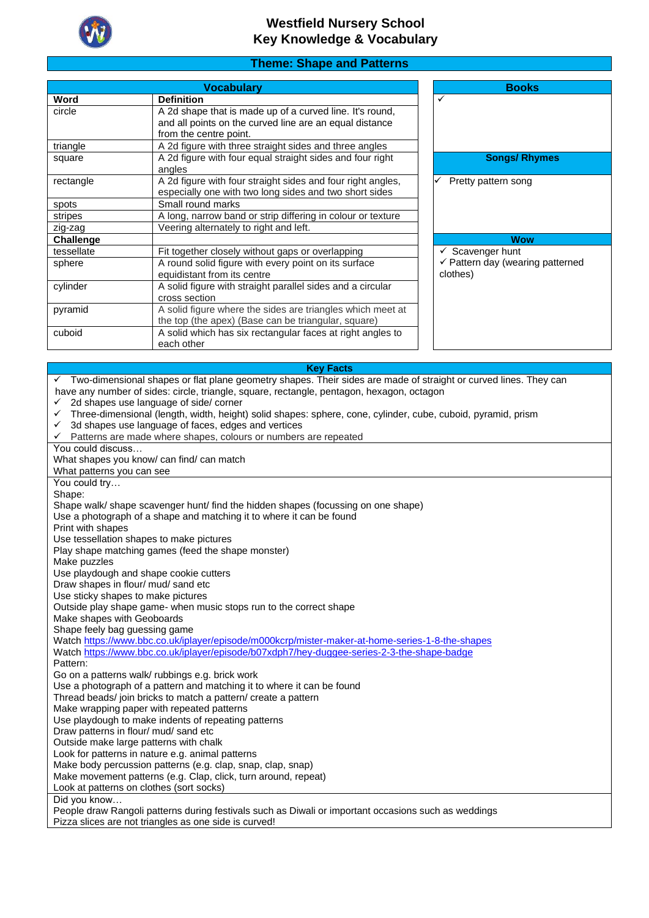# Westfield Nursery School
## Key Knowledge & Vocabulary

### Theme: Shape and Patterns

#### Vocabulary

| Word | Definition |
|---|---|
| circle | A 2d shape that is made up of a curved line. It's round, and all points on the curved line are an equal distance from the centre point. |
| triangle | A 2d figure with three straight sides and three angles |
| square | A 2d figure with four equal straight sides and four right angles |
| rectangle | A 2d figure with four straight sides and four right angles, especially one with two long sides and two short sides |
| spots | Small round marks |
| stripes | A long, narrow band or strip differing in colour or texture |
| zig-zag | Veering alternately to right and left. |
| **Challenge** | |
| tessellate | Fit together closely without gaps or overlapping |
| sphere | A round solid figure with every point on its surface equidistant from its centre |
| cylinder | A solid figure with straight parallel sides and a circular cross section |
| pyramid | A solid figure where the sides are triangles which meet at the top (the apex) (Base can be triangular, square) |
| cuboid | A solid which has six rectangular faces at right angles to each other |

#### Books

✓

#### Songs/ Rhymes

✓ Pretty pattern song

#### Wow

✓ Scavenger hunt
✓ Pattern day (wearing patterned clothes)

#### Key Facts

- ✓ Two-dimensional shapes or flat plane geometry shapes. Their sides are made of straight or curved lines. They can have any number of sides: circle, triangle, square, rectangle, pentagon, hexagon, octagon
- ✓ 2d shapes use language of side/ corner
- ✓ Three-dimensional (length, width, height) solid shapes: sphere, cone, cylinder, cube, cuboid, pyramid, prism
- ✓ 3d shapes use language of faces, edges and vertices
- ✓ Patterns are made where shapes, colours or numbers are repeated

You could discuss…
What shapes you know/ can find/ can match
What patterns you can see

You could try…
Shape:
Shape walk/ shape scavenger hunt/ find the hidden shapes (focussing on one shape)
Use a photograph of a shape and matching it to where it can be found
Print with shapes
Use tessellation shapes to make pictures
Play shape matching games (feed the shape monster)
Make puzzles
Use playdough and shape cookie cutters
Draw shapes in flour/ mud/ sand etc
Use sticky shapes to make pictures
Outside play shape game- when music stops run to the correct shape
Make shapes with Geoboards
Shape feely bag guessing game
Watch https://www.bbc.co.uk/iplayer/episode/m000kcrp/mister-maker-at-home-series-1-8-the-shapes
Watch https://www.bbc.co.uk/iplayer/episode/b07xdph7/hey-duggee-series-2-3-the-shape-badge
Pattern:
Go on a patterns walk/ rubbings e.g. brick work
Use a photograph of a pattern and matching it to where it can be found
Thread beads/ join bricks to match a pattern/ create a pattern
Make wrapping paper with repeated patterns
Use playdough to make indents of repeating patterns
Draw patterns in flour/ mud/ sand etc
Outside make large patterns with chalk
Look for patterns in nature e.g. animal patterns
Make body percussion patterns (e.g. clap, snap, clap, snap)
Make movement patterns (e.g. Clap, click, turn around, repeat)
Look at patterns on clothes (sort socks)

Did you know…
People draw Rangoli patterns during festivals such as Diwali or important occasions such as weddings
Pizza slices are not triangles as one side is curved!